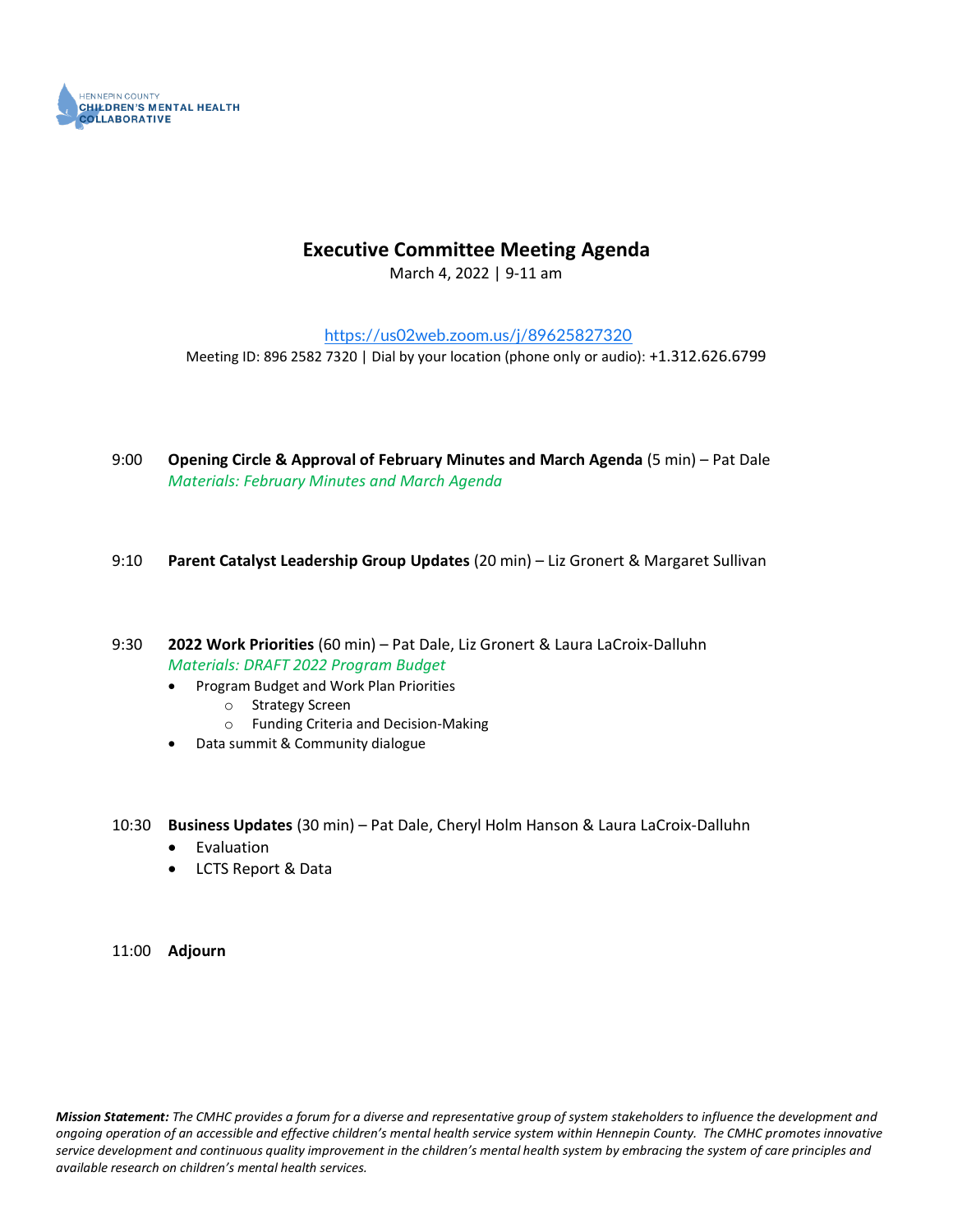HENNEPIN COUNTY
CHILDREN'S MENTAL HEALTH
COLLABORATIVE

# Executive Committee Meeting Agenda

March 4, 2022 | 9-11 am

https://us02web.zoom.us/j/89625827320

Meeting ID: 896 2582 7320 | Dial by your location (phone only or audio): +1.312.626.6799

9:00 **Opening Circle & Approval of February Minutes and March Agenda** (5 min) – Pat Dale
*Materials: February Minutes and March Agenda*

9:10 **Parent Catalyst Leadership Group Updates** (20 min) – Liz Gronert & Margaret Sullivan

9:30 **2022 Work Priorities** (60 min) – Pat Dale, Liz Gronert & Laura LaCroix-Dalluhn
*Materials: DRAFT 2022 Program Budget*

- Program Budget and Work Plan Priorities
  - Strategy Screen
  - Funding Criteria and Decision-Making
- Data summit & Community dialogue

10:30 **Business Updates** (30 min) – Pat Dale, Cheryl Holm Hanson & Laura LaCroix-Dalluhn

- Evaluation
- LCTS Report & Data

11:00 **Adjourn**

***Mission Statement:*** *The CMHC provides a forum for a diverse and representative group of system stakeholders to influence the development and ongoing operation of an accessible and effective children's mental health service system within Hennepin County. The CMHC promotes innovative service development and continuous quality improvement in the children's mental health system by embracing the system of care principles and available research on children's mental health services.*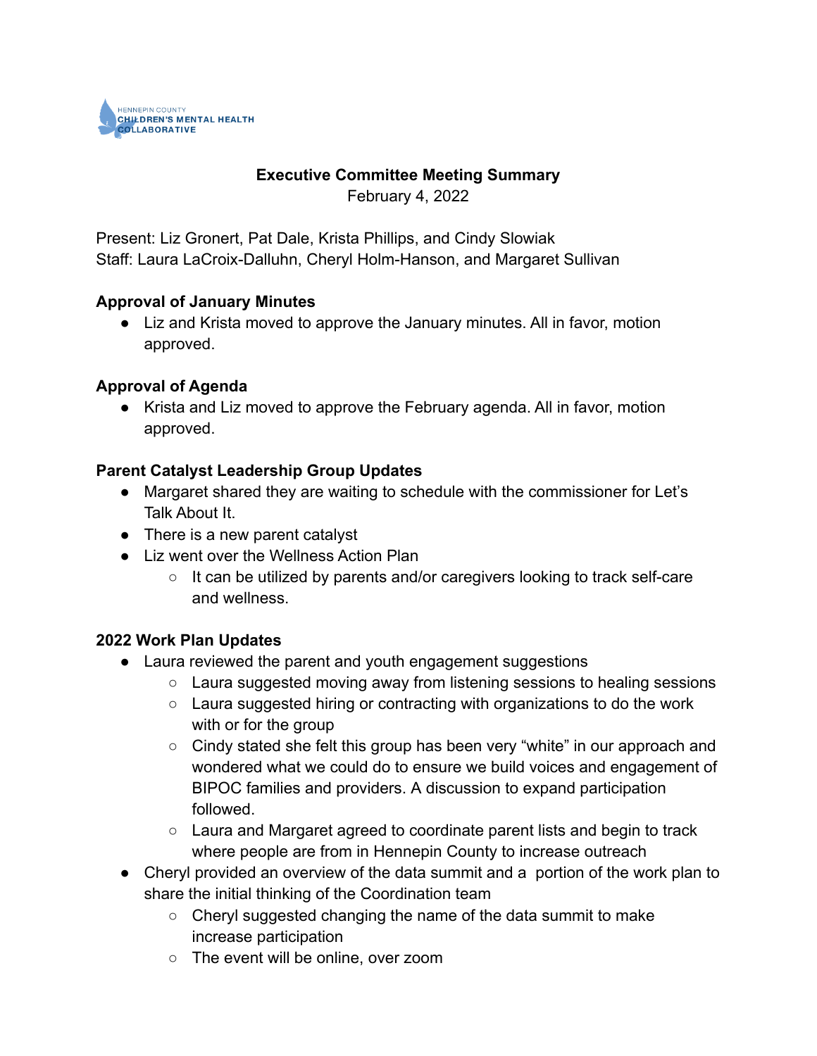HENNEPIN COUNTY
CHILDREN'S MENTAL HEALTH
COLLABORATIVE

**Executive Committee Meeting Summary**
February 4, 2022

Present: Liz Gronert, Pat Dale, Krista Phillips, and Cindy Slowiak
Staff: Laura LaCroix-Dalluhn, Cheryl Holm-Hanson, and Margaret Sullivan

### Approval of January Minutes

- Liz and Krista moved to approve the January minutes. All in favor, motion approved.

### Approval of Agenda

- Krista and Liz moved to approve the February agenda. All in favor, motion approved.

### Parent Catalyst Leadership Group Updates

- Margaret shared they are waiting to schedule with the commissioner for Let's Talk About It.
- There is a new parent catalyst
- Liz went over the Wellness Action Plan
  - It can be utilized by parents and/or caregivers looking to track self-care and wellness.

### 2022 Work Plan Updates

- Laura reviewed the parent and youth engagement suggestions
  - Laura suggested moving away from listening sessions to healing sessions
  - Laura suggested hiring or contracting with organizations to do the work with or for the group
  - Cindy stated she felt this group has been very "white" in our approach and wondered what we could do to ensure we build voices and engagement of BIPOC families and providers. A discussion to expand participation followed.
  - Laura and Margaret agreed to coordinate parent lists and begin to track where people are from in Hennepin County to increase outreach
- Cheryl provided an overview of the data summit and a portion of the work plan to share the initial thinking of the Coordination team
  - Cheryl suggested changing the name of the data summit to make increase participation
  - The event will be online, over zoom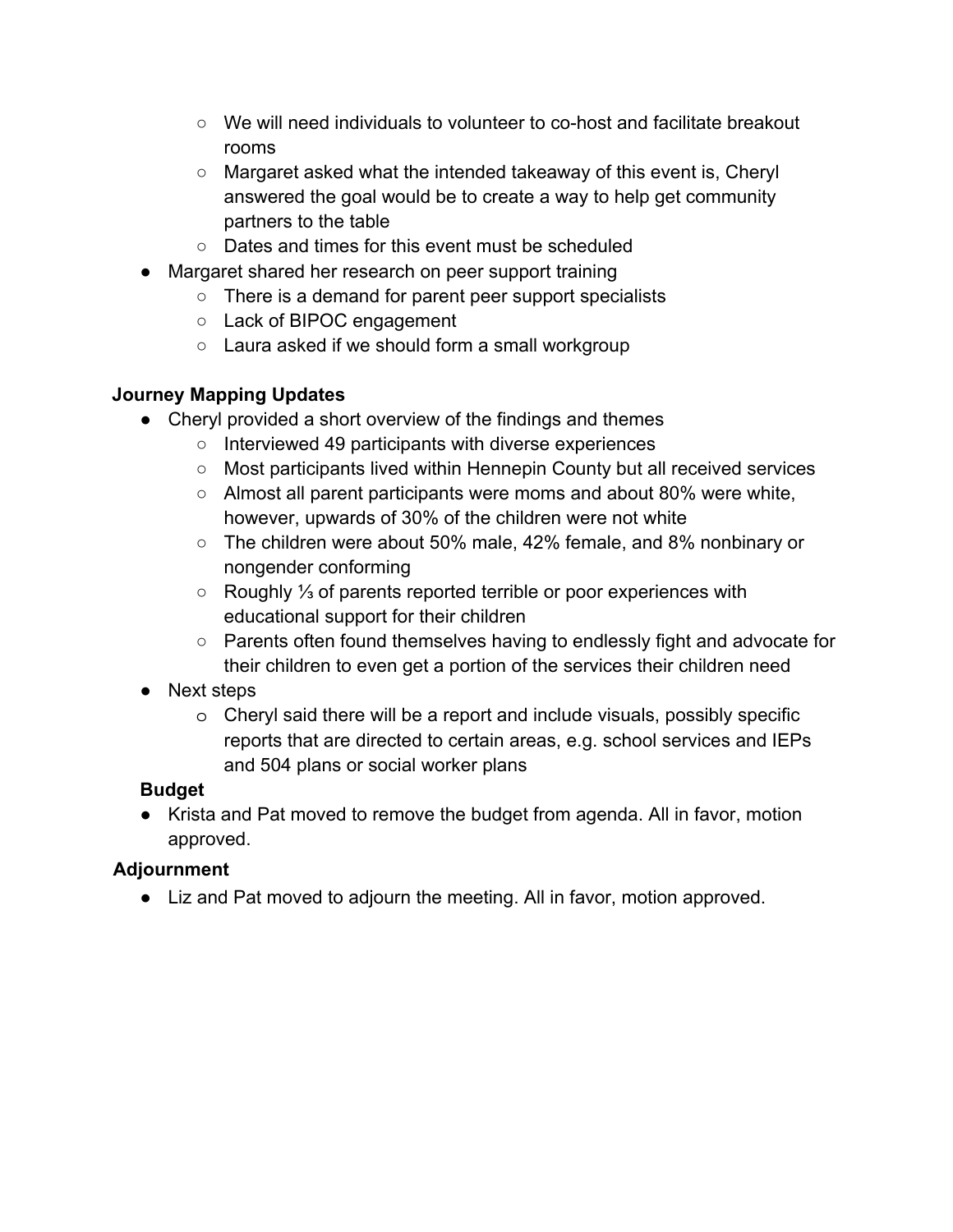- We will need individuals to volunteer to co-host and facilitate breakout rooms
    - Margaret asked what the intended takeaway of this event is, Cheryl answered the goal would be to create a way to help get community partners to the table
    - Dates and times for this event must be scheduled
- Margaret shared her research on peer support training
    - There is a demand for parent peer support specialists
    - Lack of BIPOC engagement
    - Laura asked if we should form a small workgroup

**Journey Mapping Updates**

- Cheryl provided a short overview of the findings and themes
    - Interviewed 49 participants with diverse experiences
    - Most participants lived within Hennepin County but all received services
    - Almost all parent participants were moms and about 80% were white, however, upwards of 30% of the children were not white
    - The children were about 50% male, 42% female, and 8% nonbinary or nongender conforming
    - Roughly ⅓ of parents reported terrible or poor experiences with educational support for their children
    - Parents often found themselves having to endlessly fight and advocate for their children to even get a portion of the services their children need
- Next steps
    - Cheryl said there will be a report and include visuals, possibly specific reports that are directed to certain areas, e.g. school services and IEPs and 504 plans or social worker plans

**Budget**

- Krista and Pat moved to remove the budget from agenda. All in favor, motion approved.

**Adjournment**

- Liz and Pat moved to adjourn the meeting. All in favor, motion approved.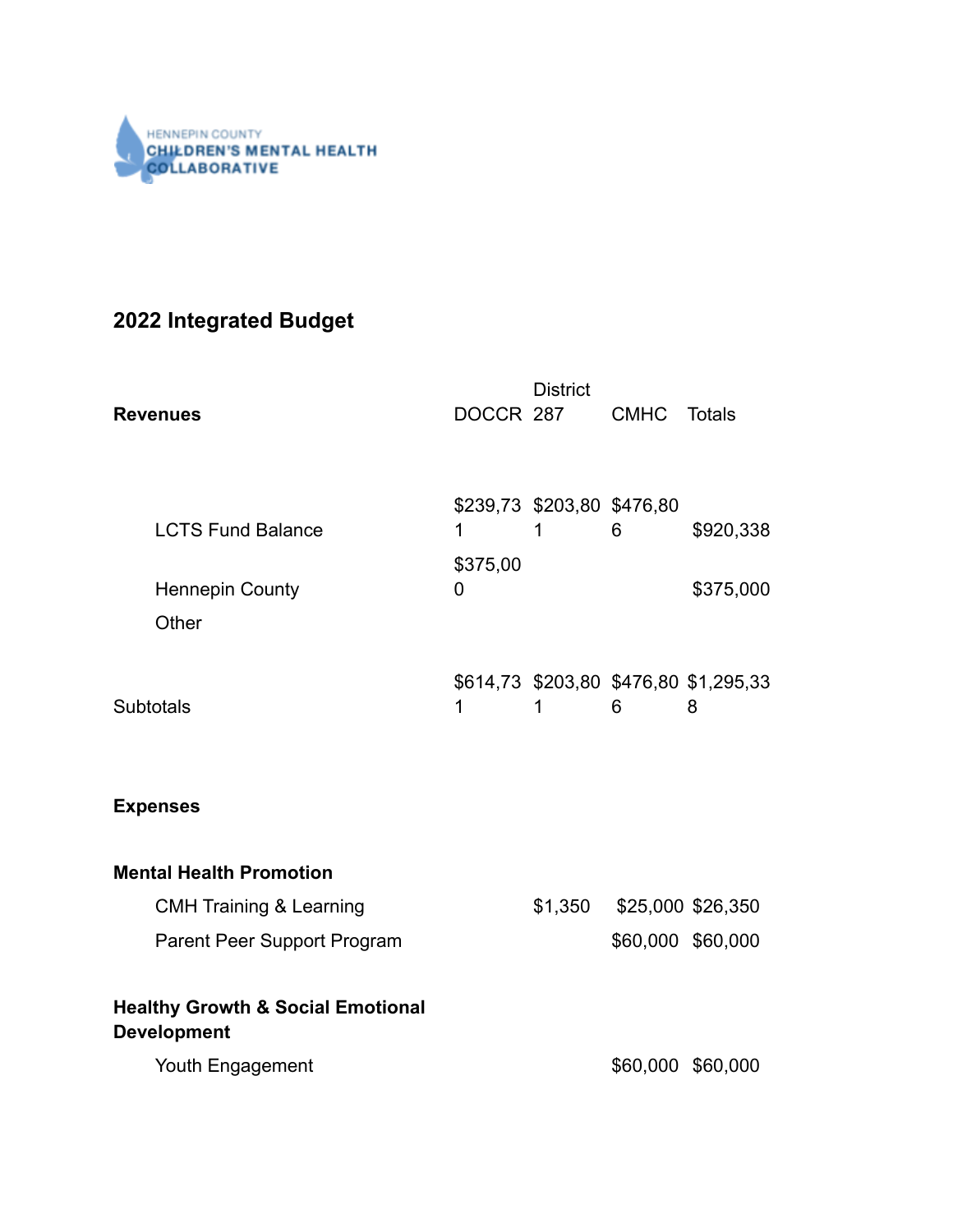HENNEPIN COUNTY
CHILDREN'S MENTAL HEALTH COLLABORATIVE

## 2022 Integrated Budget

| **Revenues** | DOCCR | District 287 | CMHC | Totals |
|---|---|---|---|---|
| LCTS Fund Balance | $239,731 | $203,801 | $476,806 | $920,338 |
| Hennepin County | $375,000 | | | $375,000 |
| Other | | | | |
| Subtotals | $614,731 | $203,801 | $476,806 | $1,295,338 |
| **Expenses** | | | | |
| **Mental Health Promotion** | | | | |
| CMH Training & Learning | | $1,350 | $25,000 | $26,350 |
| Parent Peer Support Program | | | $60,000 | $60,000 |
| **Healthy Growth & Social Emotional Development** | | | | |
| Youth Engagement | | | $60,000 | $60,000 |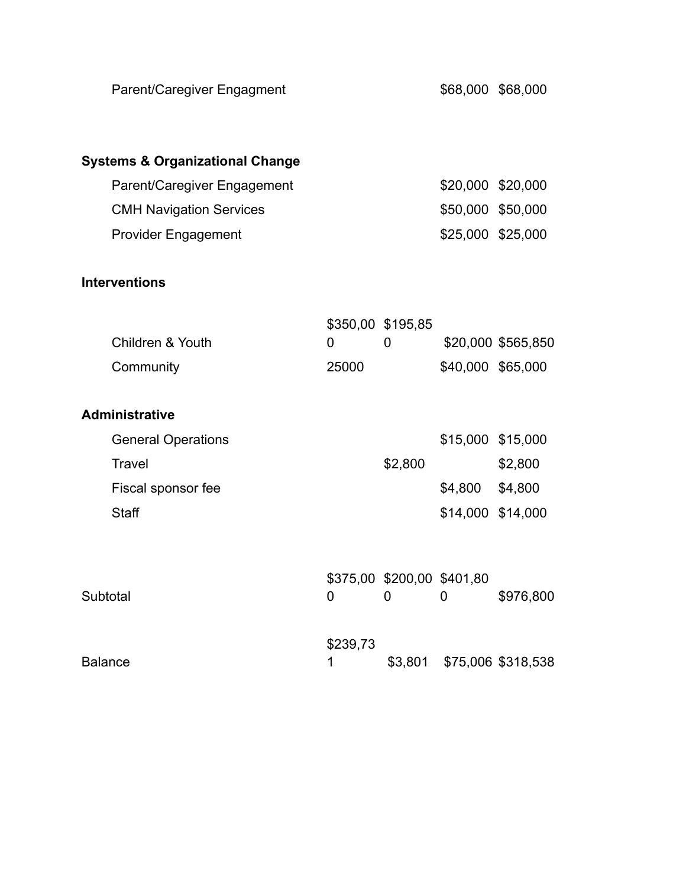| | | | | |
|---|---|---|---|---|
| Parent/Caregiver Engagment | | | $68,000 | $68,000 |
| | | | | |
| **Systems & Organizational Change** | | | | |
| Parent/Caregiver Engagement | | | $20,000 | $20,000 |
| CMH Navigation Services | | | $50,000 | $50,000 |
| Provider Engagement | | | $25,000 | $25,000 |
| | | | | |
| **Interventions** | | | | |
| Children & Youth | $350,000 | $195,850 | $20,000 | $565,850 |
| Community | 25000 | | $40,000 | $65,000 |
| | | | | |
| **Administrative** | | | | |
| General Operations | | | $15,000 | $15,000 |
| Travel | | $2,800 | | $2,800 |
| Fiscal sponsor fee | | | $4,800 | $4,800 |
| Staff | | | $14,000 | $14,000 |
| | | | | |
| Subtotal | $375,000 | $200,000 | $401,800 | $976,800 |
| | | | | |
| Balance | $239,731 | $3,801 | $75,006 | $318,538 |